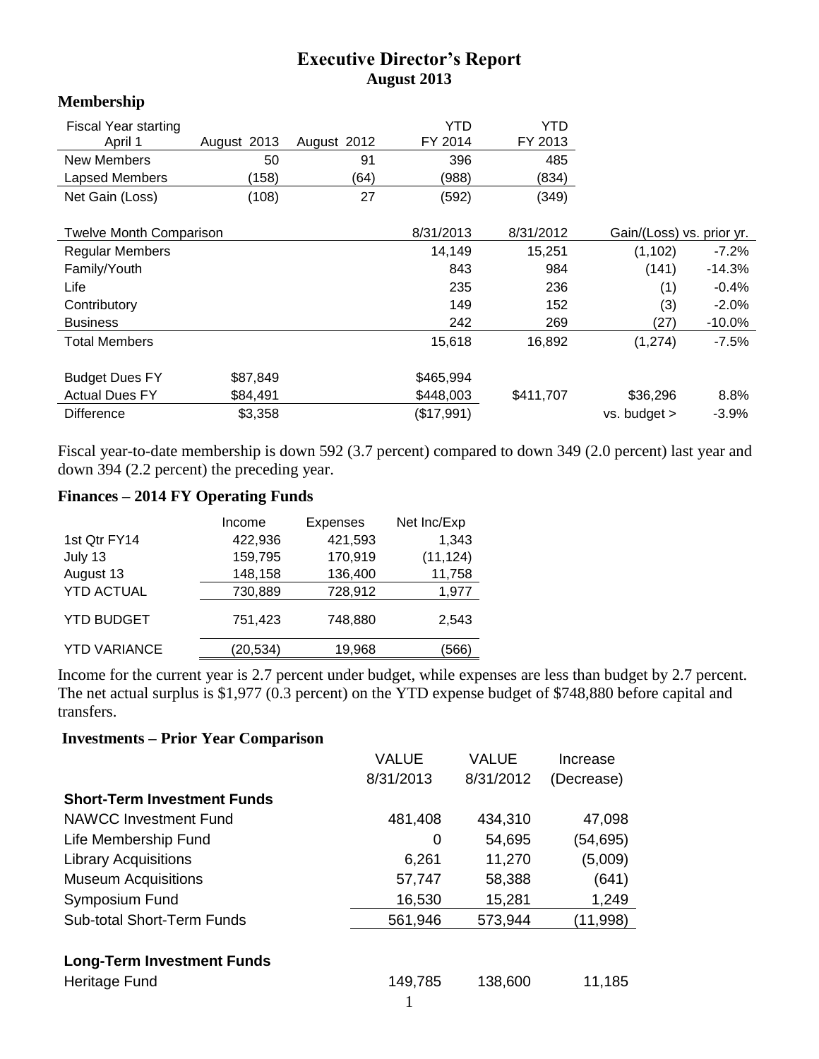# Executive Director's Report
## August 2013

### Membership

| Fiscal Year starting April 1 | August 2013 | August 2012 | YTD FY 2014 | YTD FY 2013 | | |
|---|---|---|---|---|---|---|
| New Members | 50 | 91 | 396 | 485 | | |
| Lapsed Members | (158) | (64) | (988) | (834) | | |
| Net Gain (Loss) | (108) | 27 | (592) | (349) | | |
| | | | | | | |
| Twelve Month Comparison | | | 8/31/2013 | 8/31/2012 | Gain/(Loss) vs. prior yr. | |
| Regular Members | | | 14,149 | 15,251 | (1,102) | -7.2% |
| Family/Youth | | | 843 | 984 | (141) | -14.3% |
| Life | | | 235 | 236 | (1) | -0.4% |
| Contributory | | | 149 | 152 | (3) | -2.0% |
| Business | | | 242 | 269 | (27) | -10.0% |
| Total Members | | | 15,618 | 16,892 | (1,274) | -7.5% |
| | | | | | | |
| Budget Dues FY | $87,849 | | $465,994 | | | |
| Actual Dues FY | $84,491 | | $448,003 | $411,707 | $36,296 | 8.8% |
| Difference | $3,358 | | ($17,991) | | vs. budget > | -3.9% |

Fiscal year-to-date membership is down 592 (3.7 percent) compared to down 349 (2.0 percent) last year and down 394 (2.2 percent) the preceding year.

### Finances – 2014 FY Operating Funds

| | Income | Expenses | Net Inc/Exp |
|---|---|---|---|
| 1st Qtr FY14 | 422,936 | 421,593 | 1,343 |
| July 13 | 159,795 | 170,919 | (11,124) |
| August 13 | 148,158 | 136,400 | 11,758 |
| YTD ACTUAL | 730,889 | 728,912 | 1,977 |
| YTD BUDGET | 751,423 | 748,880 | 2,543 |
| YTD VARIANCE | (20,534) | 19,968 | (566) |

Income for the current year is 2.7 percent under budget, while expenses are less than budget by 2.7 percent. The net actual surplus is $1,977 (0.3 percent) on the YTD expense budget of $748,880 before capital and transfers.

### Investments – Prior Year Comparison

| | VALUE 8/31/2013 | VALUE 8/31/2012 | Increase (Decrease) |
|---|---|---|---|
| **Short-Term Investment Funds** | | | |
| NAWCC Investment Fund | 481,408 | 434,310 | 47,098 |
| Life Membership Fund | 0 | 54,695 | (54,695) |
| Library Acquisitions | 6,261 | 11,270 | (5,009) |
| Museum Acquisitions | 57,747 | 58,388 | (641) |
| Symposium Fund | 16,530 | 15,281 | 1,249 |
| Sub-total Short-Term Funds | 561,946 | 573,944 | (11,998) |
| | | | |
| **Long-Term Investment Funds** | | | |
| Heritage Fund | 149,785 | 138,600 | 11,185 |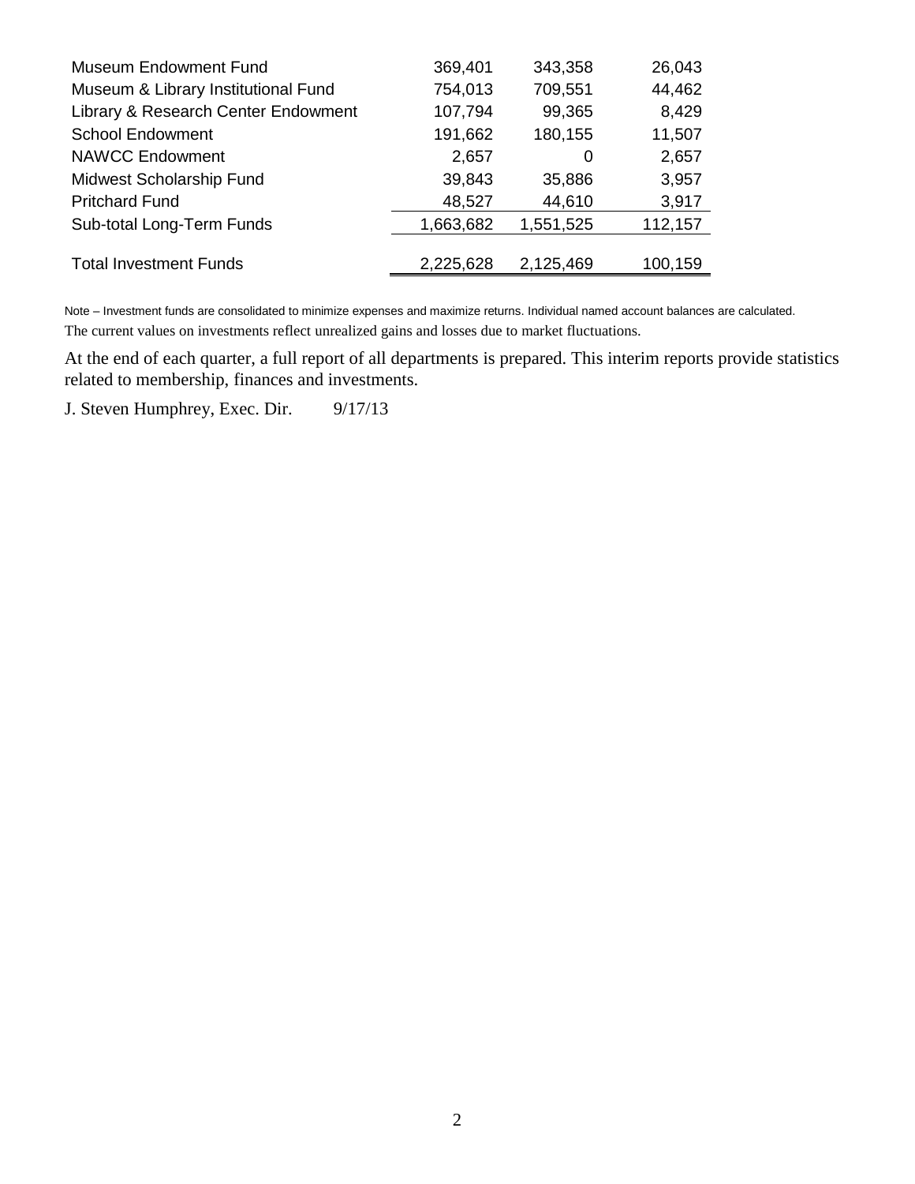| | | | |
|---|---|---|---|
| Museum Endowment Fund | 369,401 | 343,358 | 26,043 |
| Museum & Library Institutional Fund | 754,013 | 709,551 | 44,462 |
| Library & Research Center Endowment | 107,794 | 99,365 | 8,429 |
| School Endowment | 191,662 | 180,155 | 11,507 |
| NAWCC Endowment | 2,657 | 0 | 2,657 |
| Midwest Scholarship Fund | 39,843 | 35,886 | 3,957 |
| Pritchard Fund | 48,527 | 44,610 | 3,917 |
| Sub-total Long-Term Funds | 1,663,682 | 1,551,525 | 112,157 |
| Total Investment Funds | 2,225,628 | 2,125,469 | 100,159 |

Note – Investment funds are consolidated to minimize expenses and maximize returns. Individual named account balances are calculated. The current values on investments reflect unrealized gains and losses due to market fluctuations.

At the end of each quarter, a full report of all departments is prepared. This interim reports provide statistics related to membership, finances and investments.

J. Steven Humphrey, Exec. Dir. 9/17/13